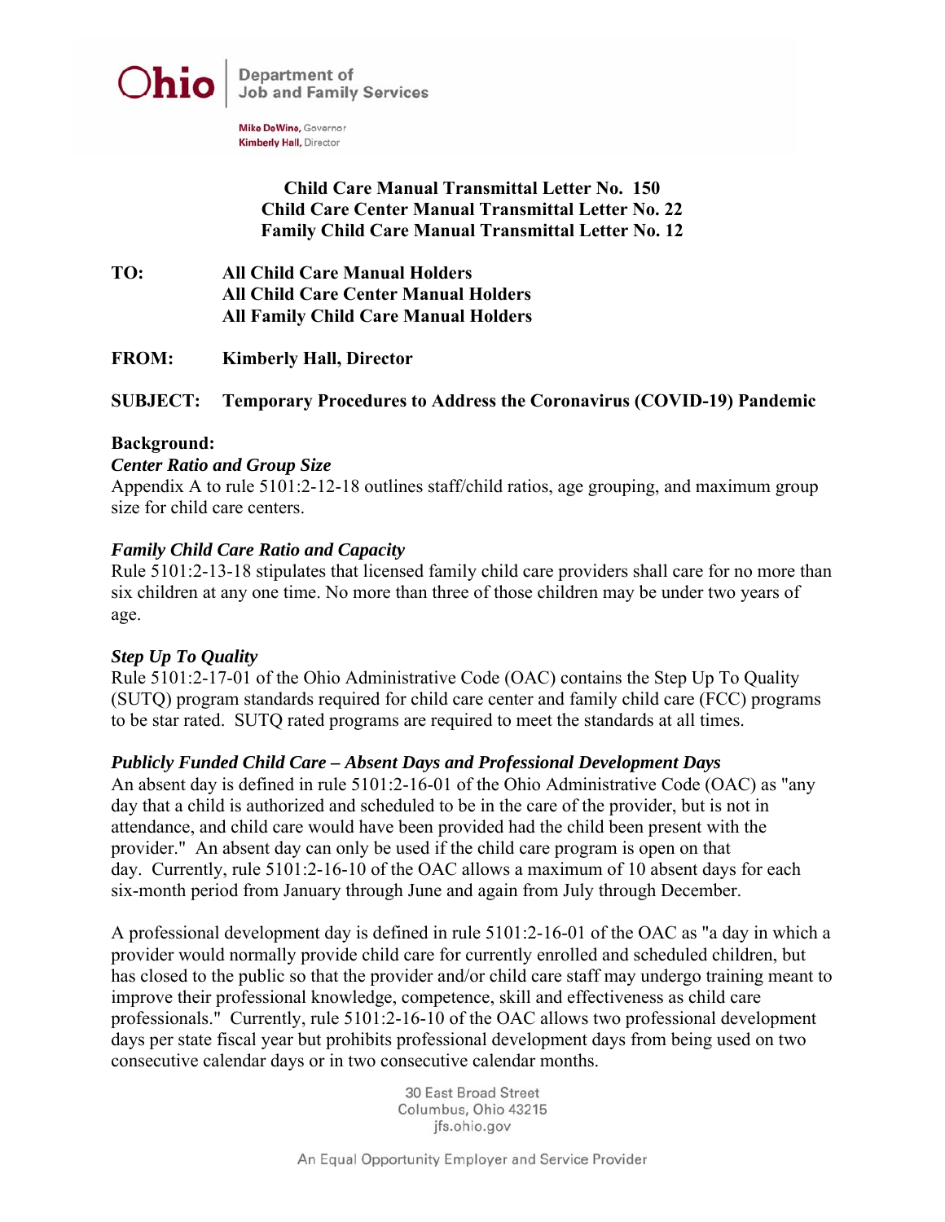Ohio | Department of Job and Family Services

Mike DeWine, Governor
Kimberly Hall, Director

**Child Care Manual Transmittal Letter No. 150**
**Child Care Center Manual Transmittal Letter No. 22**
**Family Child Care Manual Transmittal Letter No. 12**

**TO:** **All Child Care Manual Holders**
**All Child Care Center Manual Holders**
**All Family Child Care Manual Holders**

**FROM:** **Kimberly Hall, Director**

**SUBJECT:** **Temporary Procedures to Address the Coronavirus (COVID-19) Pandemic**

**Background:**

***Center Ratio and Group Size***

Appendix A to rule 5101:2-12-18 outlines staff/child ratios, age grouping, and maximum group size for child care centers.

***Family Child Care Ratio and Capacity***

Rule 5101:2-13-18 stipulates that licensed family child care providers shall care for no more than six children at any one time. No more than three of those children may be under two years of age.

***Step Up To Quality***

Rule 5101:2-17-01 of the Ohio Administrative Code (OAC) contains the Step Up To Quality (SUTQ) program standards required for child care center and family child care (FCC) programs to be star rated. SUTQ rated programs are required to meet the standards at all times.

***Publicly Funded Child Care – Absent Days and Professional Development Days***

An absent day is defined in rule 5101:2-16-01 of the Ohio Administrative Code (OAC) as "any day that a child is authorized and scheduled to be in the care of the provider, but is not in attendance, and child care would have been provided had the child been present with the provider." An absent day can only be used if the child care program is open on that day. Currently, rule 5101:2-16-10 of the OAC allows a maximum of 10 absent days for each six-month period from January through June and again from July through December.

A professional development day is defined in rule 5101:2-16-01 of the OAC as "a day in which a provider would normally provide child care for currently enrolled and scheduled children, but has closed to the public so that the provider and/or child care staff may undergo training meant to improve their professional knowledge, competence, skill and effectiveness as child care professionals." Currently, rule 5101:2-16-10 of the OAC allows two professional development days per state fiscal year but prohibits professional development days from being used on two consecutive calendar days or in two consecutive calendar months.

30 East Broad Street
Columbus, Ohio 43215
jfs.ohio.gov

An Equal Opportunity Employer and Service Provider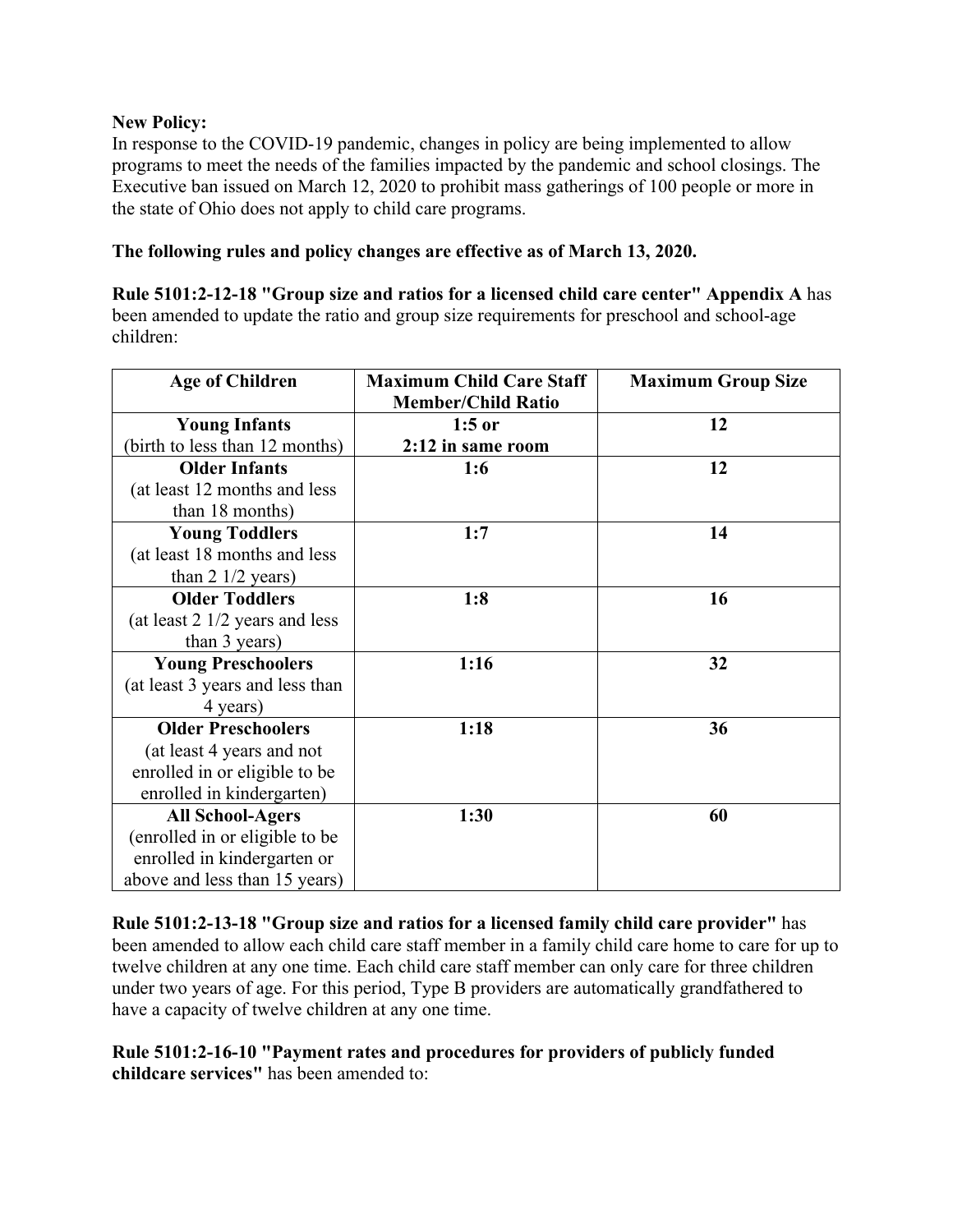**New Policy:**
In response to the COVID-19 pandemic, changes in policy are being implemented to allow programs to meet the needs of the families impacted by the pandemic and school closings. The Executive ban issued on March 12, 2020 to prohibit mass gatherings of 100 people or more in the state of Ohio does not apply to child care programs.

**The following rules and policy changes are effective as of March 13, 2020.**

**Rule 5101:2-12-18 "Group size and ratios for a licensed child care center" Appendix A** has been amended to update the ratio and group size requirements for preschool and school-age children:

| Age of Children | Maximum Child Care Staff Member/Child Ratio | Maximum Group Size |
|---|---|---|
| **Young Infants** (birth to less than 12 months) | **1:5 or 2:12 in same room** | **12** |
| **Older Infants** (at least 12 months and less than 18 months) | **1:6** | **12** |
| **Young Toddlers** (at least 18 months and less than 2 1/2 years) | **1:7** | **14** |
| **Older Toddlers** (at least 2 1/2 years and less than 3 years) | **1:8** | **16** |
| **Young Preschoolers** (at least 3 years and less than 4 years) | **1:16** | **32** |
| **Older Preschoolers** (at least 4 years and not enrolled in or eligible to be enrolled in kindergarten) | **1:18** | **36** |
| **All School-Agers** (enrolled in or eligible to be enrolled in kindergarten or above and less than 15 years) | **1:30** | **60** |

**Rule 5101:2-13-18 "Group size and ratios for a licensed family child care provider"** has been amended to allow each child care staff member in a family child care home to care for up to twelve children at any one time. Each child care staff member can only care for three children under two years of age. For this period, Type B providers are automatically grandfathered to have a capacity of twelve children at any one time.

**Rule 5101:2-16-10 "Payment rates and procedures for providers of publicly funded childcare services"** has been amended to: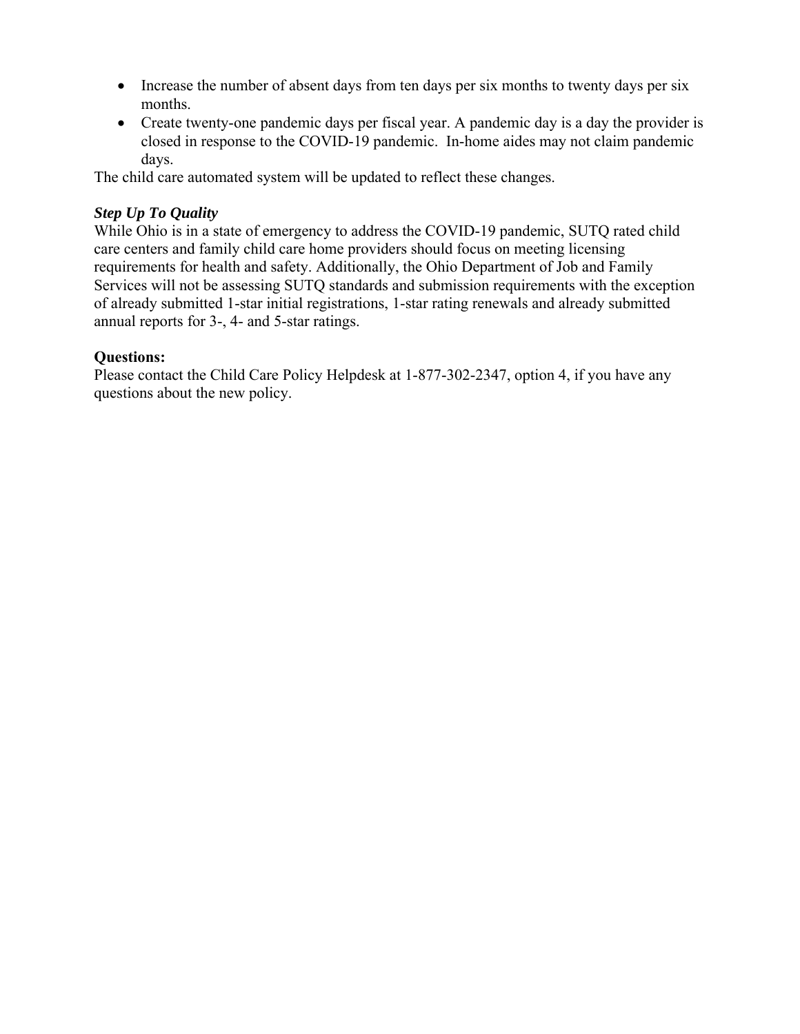- Increase the number of absent days from ten days per six months to twenty days per six months.
- Create twenty-one pandemic days per fiscal year. A pandemic day is a day the provider is closed in response to the COVID-19 pandemic. In-home aides may not claim pandemic days.

The child care automated system will be updated to reflect these changes.

***Step Up To Quality***

While Ohio is in a state of emergency to address the COVID-19 pandemic, SUTQ rated child care centers and family child care home providers should focus on meeting licensing requirements for health and safety. Additionally, the Ohio Department of Job and Family Services will not be assessing SUTQ standards and submission requirements with the exception of already submitted 1-star initial registrations, 1-star rating renewals and already submitted annual reports for 3-, 4- and 5-star ratings.

**Questions:**

Please contact the Child Care Policy Helpdesk at 1-877-302-2347, option 4, if you have any questions about the new policy.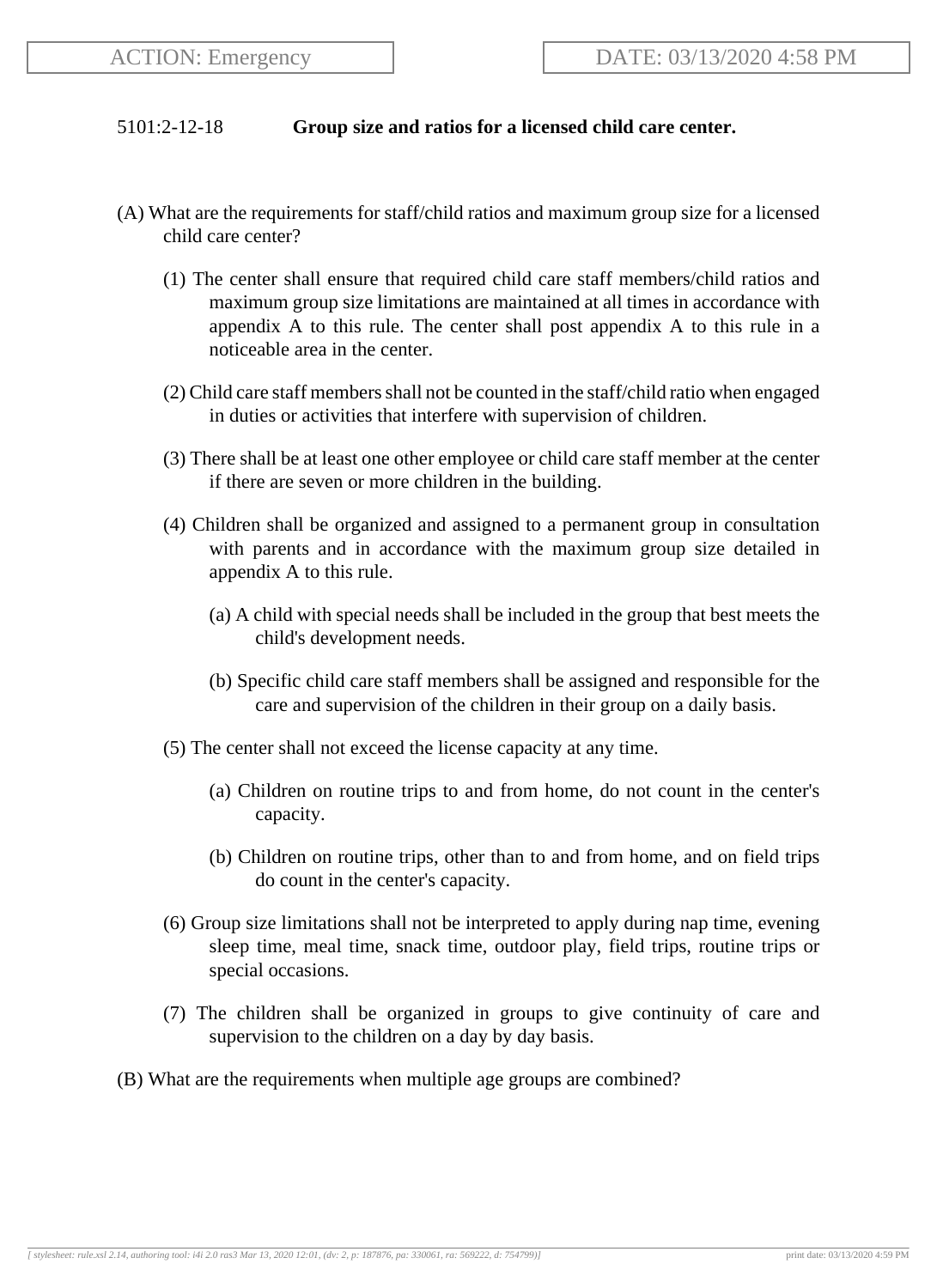5101:2-12-18 **Group size and ratios for a licensed child care center.**

(A) What are the requirements for staff/child ratios and maximum group size for a licensed child care center?

(1) The center shall ensure that required child care staff members/child ratios and maximum group size limitations are maintained at all times in accordance with appendix A to this rule. The center shall post appendix A to this rule in a noticeable area in the center.

(2) Child care staff members shall not be counted in the staff/child ratio when engaged in duties or activities that interfere with supervision of children.

(3) There shall be at least one other employee or child care staff member at the center if there are seven or more children in the building.

(4) Children shall be organized and assigned to a permanent group in consultation with parents and in accordance with the maximum group size detailed in appendix A to this rule.

(a) A child with special needs shall be included in the group that best meets the child's development needs.

(b) Specific child care staff members shall be assigned and responsible for the care and supervision of the children in their group on a daily basis.

(5) The center shall not exceed the license capacity at any time.

(a) Children on routine trips to and from home, do not count in the center's capacity.

(b) Children on routine trips, other than to and from home, and on field trips do count in the center's capacity.

(6) Group size limitations shall not be interpreted to apply during nap time, evening sleep time, meal time, snack time, outdoor play, field trips, routine trips or special occasions.

(7) The children shall be organized in groups to give continuity of care and supervision to the children on a day by day basis.

(B) What are the requirements when multiple age groups are combined?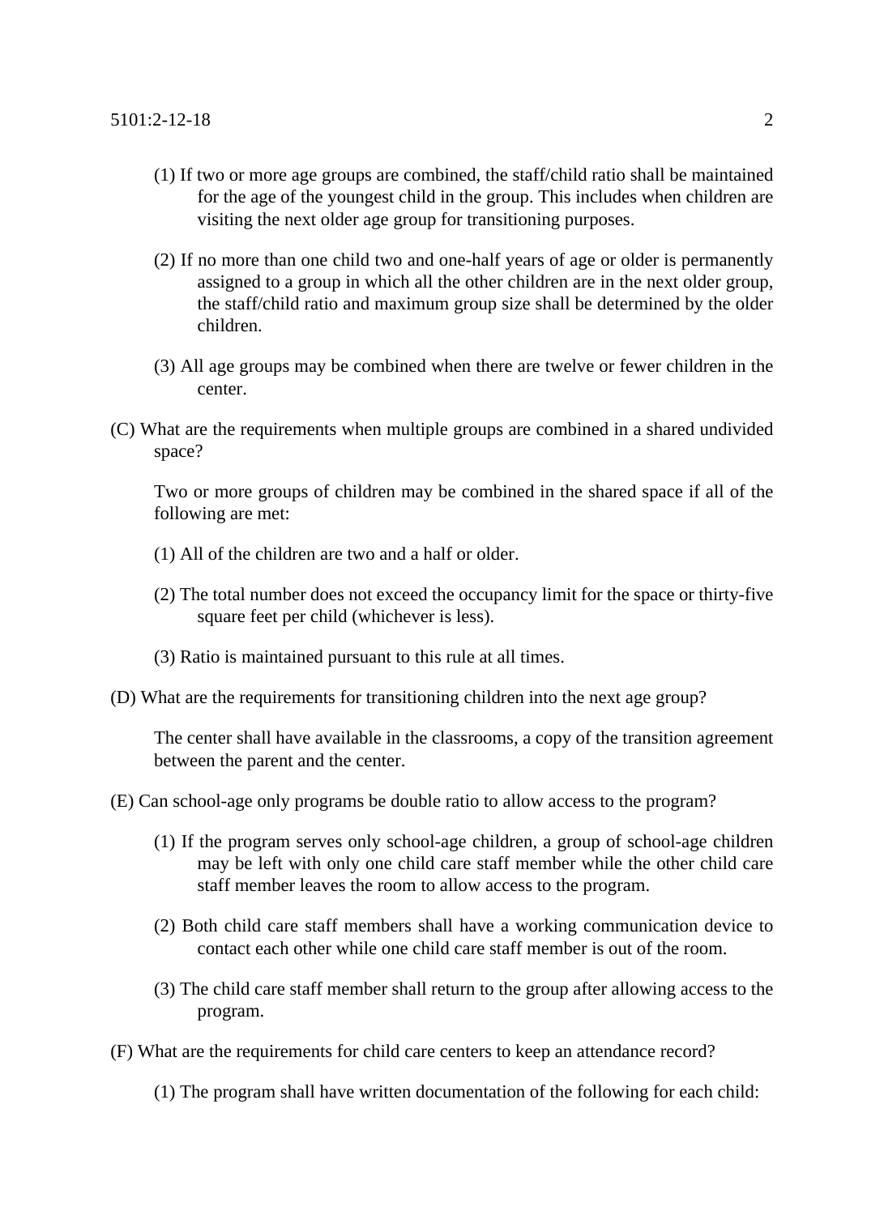(1) If two or more age groups are combined, the staff/child ratio shall be maintained for the age of the youngest child in the group. This includes when children are visiting the next older age group for transitioning purposes.

(2) If no more than one child two and one-half years of age or older is permanently assigned to a group in which all the other children are in the next older group, the staff/child ratio and maximum group size shall be determined by the older children.

(3) All age groups may be combined when there are twelve or fewer children in the center.

(C) What are the requirements when multiple groups are combined in a shared undivided space?

Two or more groups of children may be combined in the shared space if all of the following are met:

(1) All of the children are two and a half or older.

(2) The total number does not exceed the occupancy limit for the space or thirty-five square feet per child (whichever is less).

(3) Ratio is maintained pursuant to this rule at all times.

(D) What are the requirements for transitioning children into the next age group?

The center shall have available in the classrooms, a copy of the transition agreement between the parent and the center.

(E) Can school-age only programs be double ratio to allow access to the program?

(1) If the program serves only school-age children, a group of school-age children may be left with only one child care staff member while the other child care staff member leaves the room to allow access to the program.

(2) Both child care staff members shall have a working communication device to contact each other while one child care staff member is out of the room.

(3) The child care staff member shall return to the group after allowing access to the program.

(F) What are the requirements for child care centers to keep an attendance record?

(1) The program shall have written documentation of the following for each child: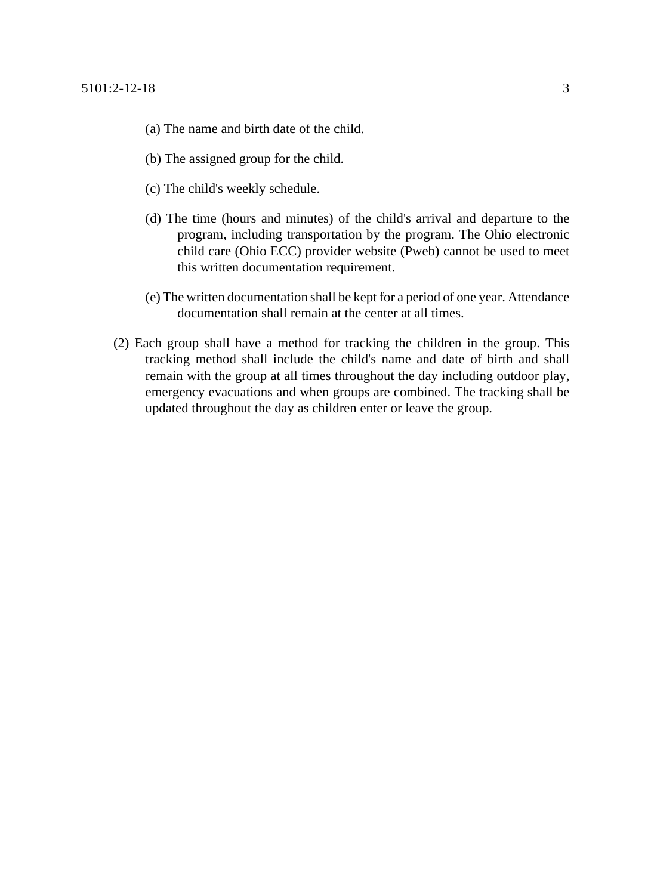(a) The name and birth date of the child.

(b) The assigned group for the child.

(c) The child's weekly schedule.

(d) The time (hours and minutes) of the child's arrival and departure to the program, including transportation by the program. The Ohio electronic child care (Ohio ECC) provider website (Pweb) cannot be used to meet this written documentation requirement.

(e) The written documentation shall be kept for a period of one year. Attendance documentation shall remain at the center at all times.

(2) Each group shall have a method for tracking the children in the group. This tracking method shall include the child's name and date of birth and shall remain with the group at all times throughout the day including outdoor play, emergency evacuations and when groups are combined. The tracking shall be updated throughout the day as children enter or leave the group.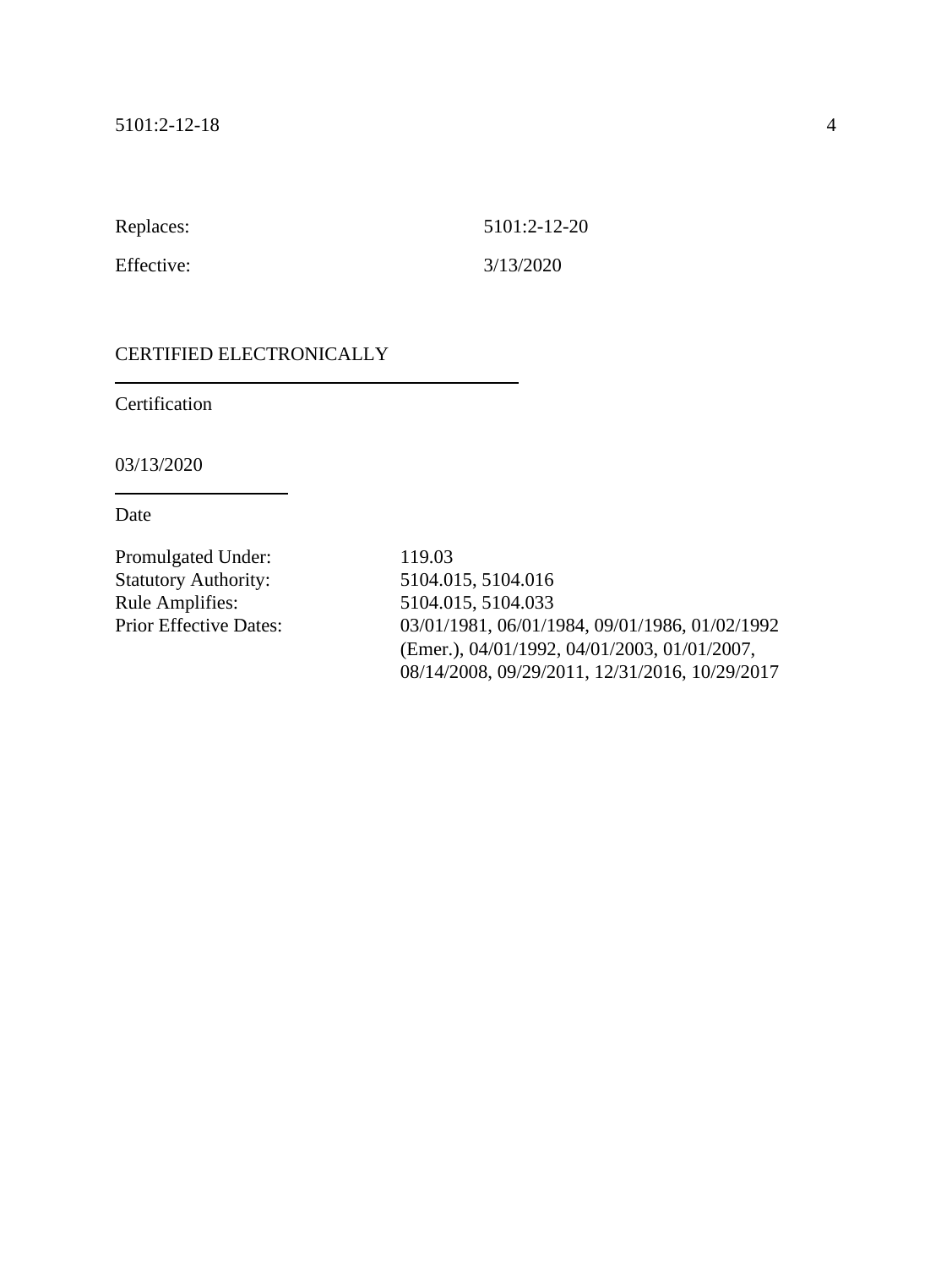Replaces: 5101:2-12-20

Effective: 3/13/2020

CERTIFIED ELECTRONICALLY

---

Certification

03/13/2020

---

Date

| | |
|---|---|
| Promulgated Under: | 119.03 |
| Statutory Authority: | 5104.015, 5104.016 |
| Rule Amplifies: | 5104.015, 5104.033 |
| Prior Effective Dates: | 03/01/1981, 06/01/1984, 09/01/1986, 01/02/1992 (Emer.), 04/01/1992, 04/01/2003, 01/01/2007, 08/14/2008, 09/29/2011, 12/31/2016, 10/29/2017 |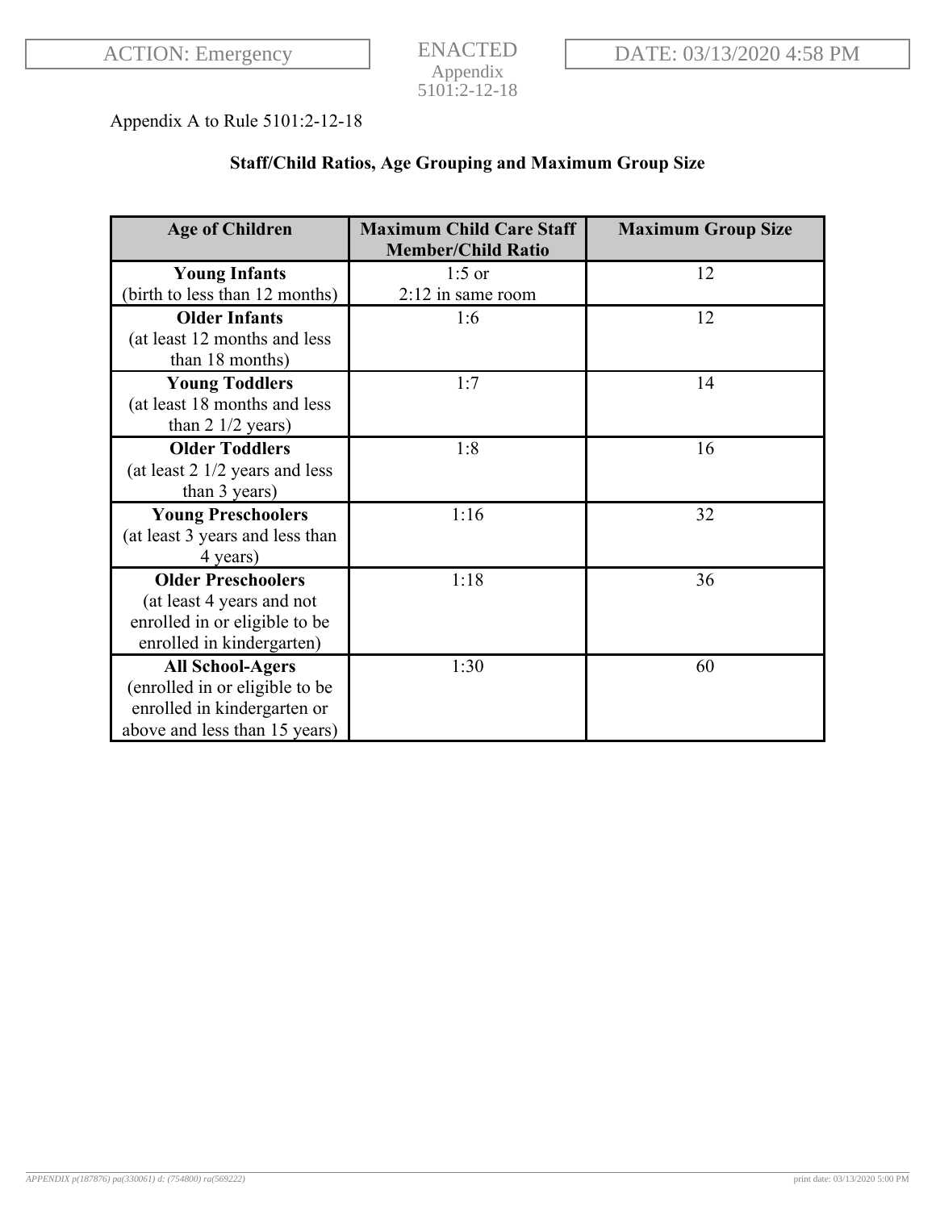Appendix A to Rule 5101:2-12-18

**Staff/Child Ratios, Age Grouping and Maximum Group Size**

| Age of Children | Maximum Child Care Staff Member/Child Ratio | Maximum Group Size |
|---|---|---|
| **Young Infants** (birth to less than 12 months) | 1:5 or 2:12 in same room | 12 |
| **Older Infants** (at least 12 months and less than 18 months) | 1:6 | 12 |
| **Young Toddlers** (at least 18 months and less than 2 1/2 years) | 1:7 | 14 |
| **Older Toddlers** (at least 2 1/2 years and less than 3 years) | 1:8 | 16 |
| **Young Preschoolers** (at least 3 years and less than 4 years) | 1:16 | 32 |
| **Older Preschoolers** (at least 4 years and not enrolled in or eligible to be enrolled in kindergarten) | 1:18 | 36 |
| **All School-Agers** (enrolled in or eligible to be enrolled in kindergarten or above and less than 15 years) | 1:30 | 60 |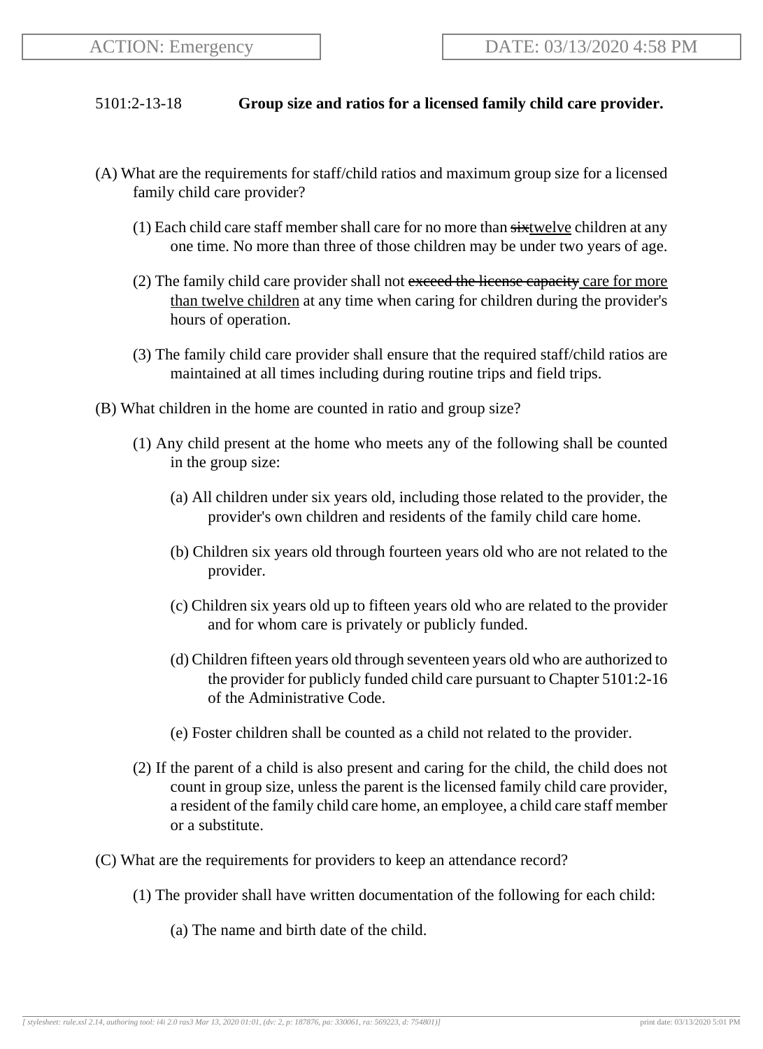ACTION: Emergency

DATE: 03/13/2020 4:58 PM

5101:2-13-18 **Group size and ratios for a licensed family child care provider.**

(A) What are the requirements for staff/child ratios and maximum group size for a licensed family child care provider?

(1) Each child care staff member shall care for no more than ~~six~~twelve children at any one time. No more than three of those children may be under two years of age.

(2) The family child care provider shall not ~~exceed the license capacity~~ care for more than twelve children at any time when caring for children during the provider's hours of operation.

(3) The family child care provider shall ensure that the required staff/child ratios are maintained at all times including during routine trips and field trips.

(B) What children in the home are counted in ratio and group size?

(1) Any child present at the home who meets any of the following shall be counted in the group size:

(a) All children under six years old, including those related to the provider, the provider's own children and residents of the family child care home.

(b) Children six years old through fourteen years old who are not related to the provider.

(c) Children six years old up to fifteen years old who are related to the provider and for whom care is privately or publicly funded.

(d) Children fifteen years old through seventeen years old who are authorized to the provider for publicly funded child care pursuant to Chapter 5101:2-16 of the Administrative Code.

(e) Foster children shall be counted as a child not related to the provider.

(2) If the parent of a child is also present and caring for the child, the child does not count in group size, unless the parent is the licensed family child care provider, a resident of the family child care home, an employee, a child care staff member or a substitute.

(C) What are the requirements for providers to keep an attendance record?

(1) The provider shall have written documentation of the following for each child:

(a) The name and birth date of the child.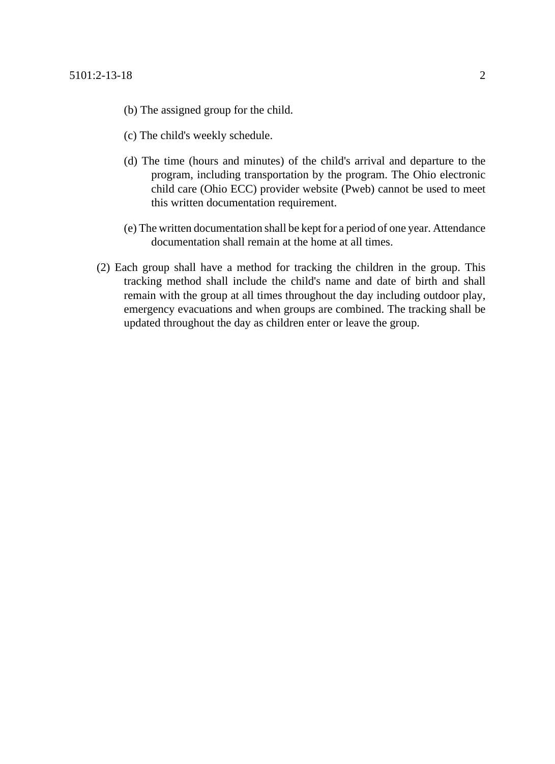(b) The assigned group for the child.

(c) The child's weekly schedule.

(d) The time (hours and minutes) of the child's arrival and departure to the program, including transportation by the program. The Ohio electronic child care (Ohio ECC) provider website (Pweb) cannot be used to meet this written documentation requirement.

(e) The written documentation shall be kept for a period of one year. Attendance documentation shall remain at the home at all times.

(2) Each group shall have a method for tracking the children in the group. This tracking method shall include the child's name and date of birth and shall remain with the group at all times throughout the day including outdoor play, emergency evacuations and when groups are combined. The tracking shall be updated throughout the day as children enter or leave the group.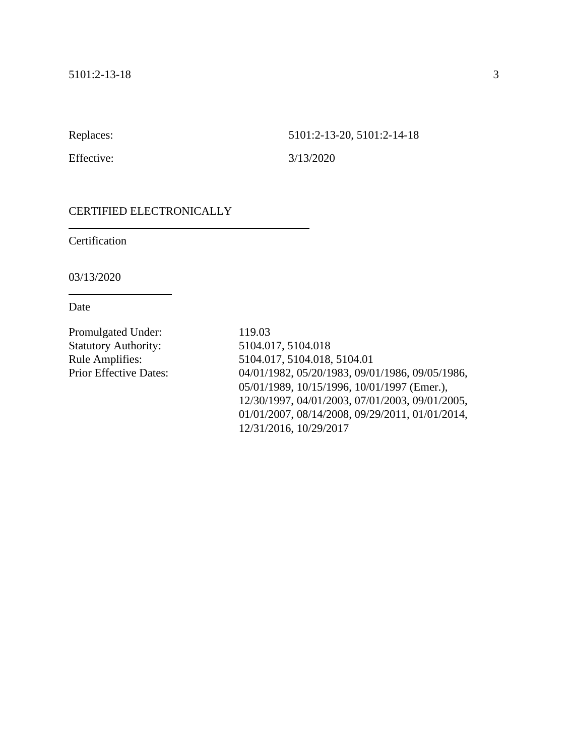Replaces: 5101:2-13-20, 5101:2-14-18

Effective: 3/13/2020

CERTIFIED ELECTRONICALLY

Certification

03/13/2020

Date

Promulgated Under: 119.03
Statutory Authority: 5104.017, 5104.018
Rule Amplifies: 5104.017, 5104.018, 5104.01
Prior Effective Dates: 04/01/1982, 05/20/1983, 09/01/1986, 09/05/1986, 05/01/1989, 10/15/1996, 10/01/1997 (Emer.), 12/30/1997, 04/01/2003, 07/01/2003, 09/01/2005, 01/01/2007, 08/14/2008, 09/29/2011, 01/01/2014, 12/31/2016, 10/29/2017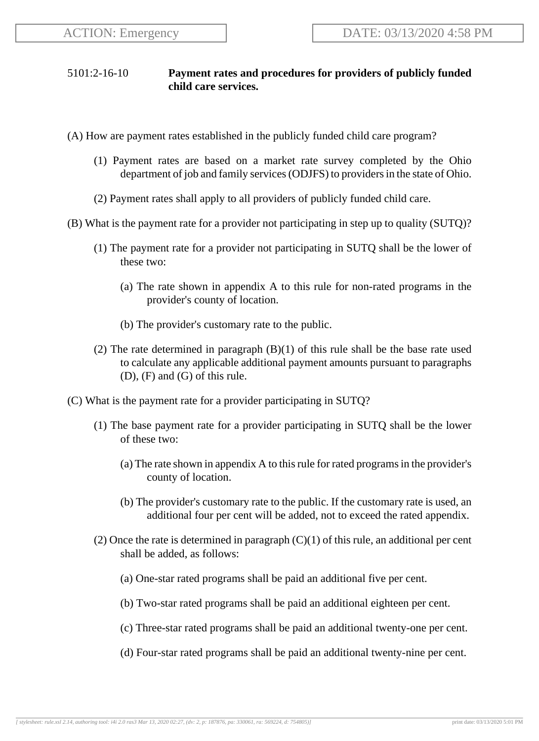5101:2-16-10 **Payment rates and procedures for providers of publicly funded child care services.**

(A) How are payment rates established in the publicly funded child care program?

(1) Payment rates are based on a market rate survey completed by the Ohio department of job and family services (ODJFS) to providers in the state of Ohio.

(2) Payment rates shall apply to all providers of publicly funded child care.

(B) What is the payment rate for a provider not participating in step up to quality (SUTQ)?

(1) The payment rate for a provider not participating in SUTQ shall be the lower of these two:

(a) The rate shown in appendix A to this rule for non-rated programs in the provider's county of location.

(b) The provider's customary rate to the public.

(2) The rate determined in paragraph (B)(1) of this rule shall be the base rate used to calculate any applicable additional payment amounts pursuant to paragraphs (D), (F) and (G) of this rule.

(C) What is the payment rate for a provider participating in SUTQ?

(1) The base payment rate for a provider participating in SUTQ shall be the lower of these two:

(a) The rate shown in appendix A to this rule for rated programs in the provider's county of location.

(b) The provider's customary rate to the public. If the customary rate is used, an additional four per cent will be added, not to exceed the rated appendix.

(2) Once the rate is determined in paragraph (C)(1) of this rule, an additional per cent shall be added, as follows:

(a) One-star rated programs shall be paid an additional five per cent.

(b) Two-star rated programs shall be paid an additional eighteen per cent.

(c) Three-star rated programs shall be paid an additional twenty-one per cent.

(d) Four-star rated programs shall be paid an additional twenty-nine per cent.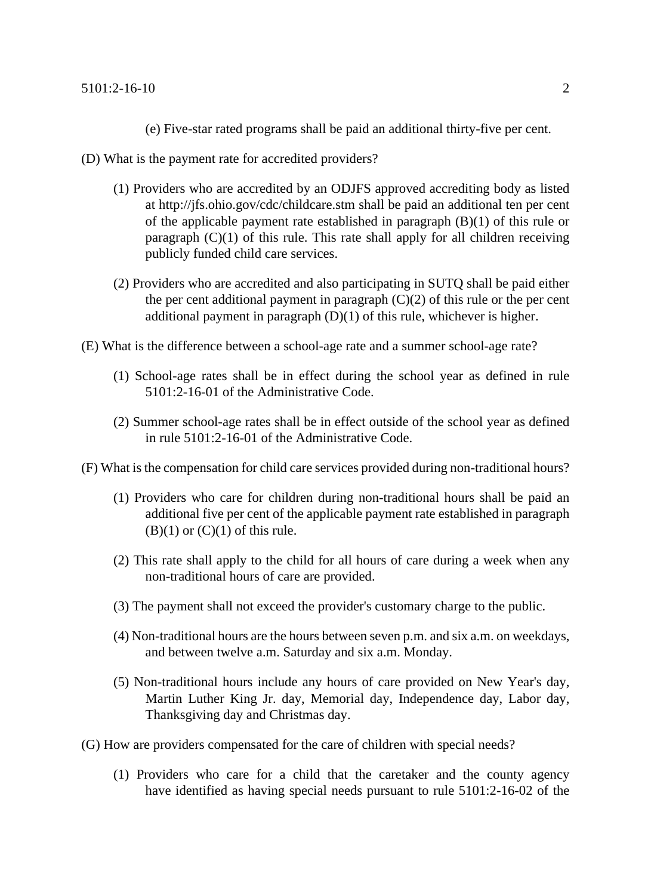(e) Five-star rated programs shall be paid an additional thirty-five per cent.

(D) What is the payment rate for accredited providers?

(1) Providers who are accredited by an ODJFS approved accrediting body as listed at http://jfs.ohio.gov/cdc/childcare.stm shall be paid an additional ten per cent of the applicable payment rate established in paragraph (B)(1) of this rule or paragraph (C)(1) of this rule. This rate shall apply for all children receiving publicly funded child care services.

(2) Providers who are accredited and also participating in SUTQ shall be paid either the per cent additional payment in paragraph (C)(2) of this rule or the per cent additional payment in paragraph (D)(1) of this rule, whichever is higher.

(E) What is the difference between a school-age rate and a summer school-age rate?

(1) School-age rates shall be in effect during the school year as defined in rule 5101:2-16-01 of the Administrative Code.

(2) Summer school-age rates shall be in effect outside of the school year as defined in rule 5101:2-16-01 of the Administrative Code.

(F) What is the compensation for child care services provided during non-traditional hours?

(1) Providers who care for children during non-traditional hours shall be paid an additional five per cent of the applicable payment rate established in paragraph (B)(1) or (C)(1) of this rule.

(2) This rate shall apply to the child for all hours of care during a week when any non-traditional hours of care are provided.

(3) The payment shall not exceed the provider's customary charge to the public.

(4) Non-traditional hours are the hours between seven p.m. and six a.m. on weekdays, and between twelve a.m. Saturday and six a.m. Monday.

(5) Non-traditional hours include any hours of care provided on New Year's day, Martin Luther King Jr. day, Memorial day, Independence day, Labor day, Thanksgiving day and Christmas day.

(G) How are providers compensated for the care of children with special needs?

(1) Providers who care for a child that the caretaker and the county agency have identified as having special needs pursuant to rule 5101:2-16-02 of the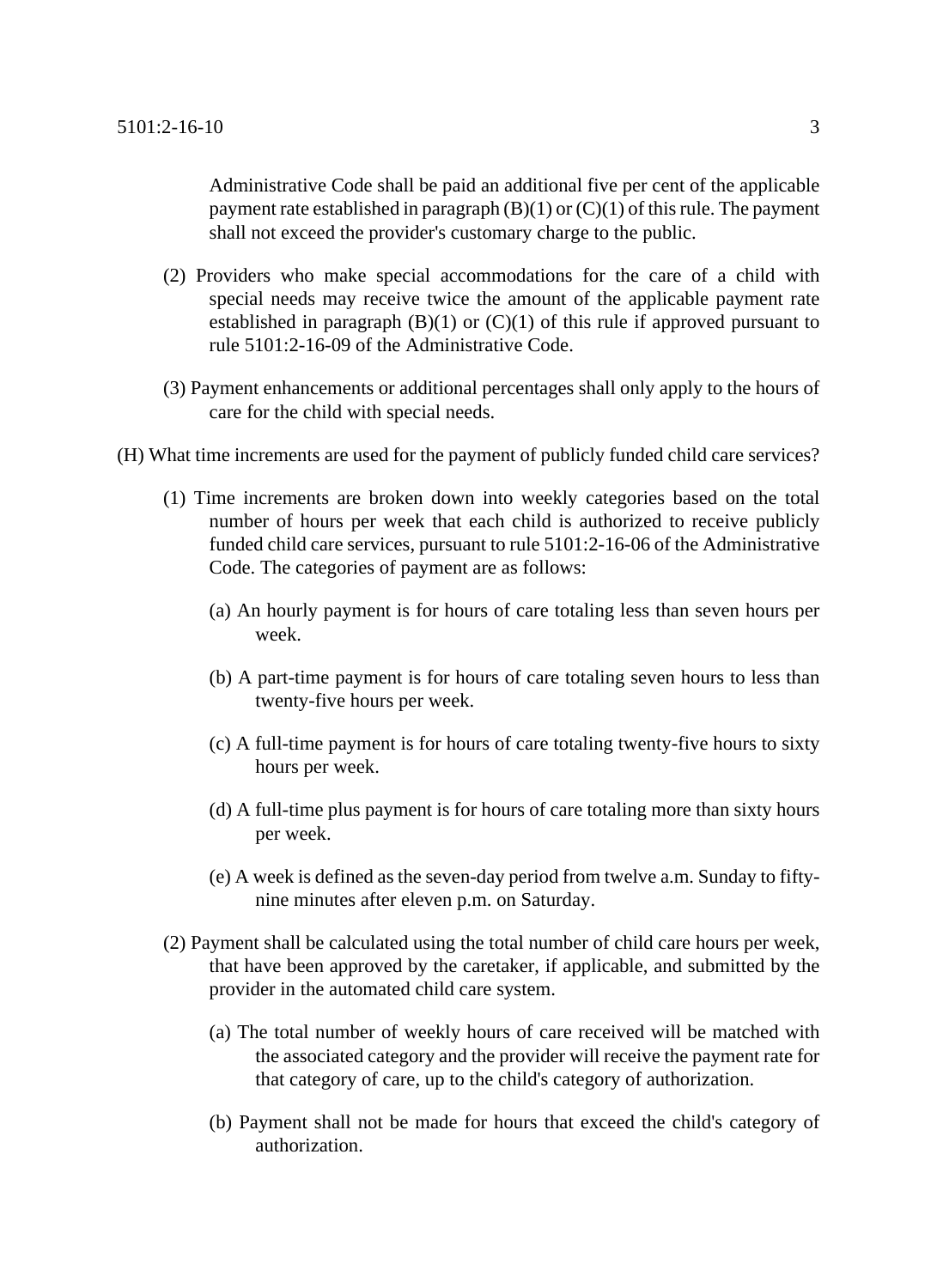Administrative Code shall be paid an additional five per cent of the applicable payment rate established in paragraph (B)(1) or (C)(1) of this rule. The payment shall not exceed the provider's customary charge to the public.

(2) Providers who make special accommodations for the care of a child with special needs may receive twice the amount of the applicable payment rate established in paragraph (B)(1) or (C)(1) of this rule if approved pursuant to rule 5101:2-16-09 of the Administrative Code.

(3) Payment enhancements or additional percentages shall only apply to the hours of care for the child with special needs.

(H) What time increments are used for the payment of publicly funded child care services?

(1) Time increments are broken down into weekly categories based on the total number of hours per week that each child is authorized to receive publicly funded child care services, pursuant to rule 5101:2-16-06 of the Administrative Code. The categories of payment are as follows:

(a) An hourly payment is for hours of care totaling less than seven hours per week.

(b) A part-time payment is for hours of care totaling seven hours to less than twenty-five hours per week.

(c) A full-time payment is for hours of care totaling twenty-five hours to sixty hours per week.

(d) A full-time plus payment is for hours of care totaling more than sixty hours per week.

(e) A week is defined as the seven-day period from twelve a.m. Sunday to fifty-nine minutes after eleven p.m. on Saturday.

(2) Payment shall be calculated using the total number of child care hours per week, that have been approved by the caretaker, if applicable, and submitted by the provider in the automated child care system.

(a) The total number of weekly hours of care received will be matched with the associated category and the provider will receive the payment rate for that category of care, up to the child's category of authorization.

(b) Payment shall not be made for hours that exceed the child's category of authorization.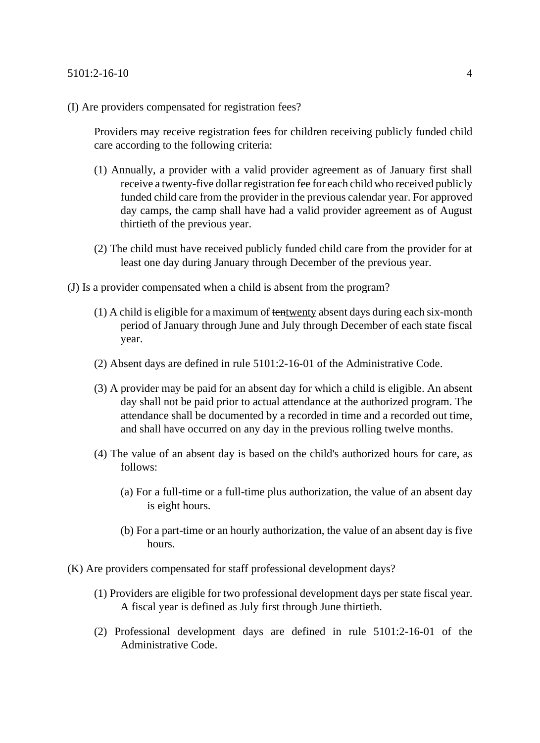(I) Are providers compensated for registration fees?

Providers may receive registration fees for children receiving publicly funded child care according to the following criteria:

(1) Annually, a provider with a valid provider agreement as of January first shall receive a twenty-five dollar registration fee for each child who received publicly funded child care from the provider in the previous calendar year. For approved day camps, the camp shall have had a valid provider agreement as of August thirtieth of the previous year.

(2) The child must have received publicly funded child care from the provider for at least one day during January through December of the previous year.

(J) Is a provider compensated when a child is absent from the program?

(1) A child is eligible for a maximum of ~~ten~~twenty absent days during each six-month period of January through June and July through December of each state fiscal year.

(2) Absent days are defined in rule 5101:2-16-01 of the Administrative Code.

(3) A provider may be paid for an absent day for which a child is eligible. An absent day shall not be paid prior to actual attendance at the authorized program. The attendance shall be documented by a recorded in time and a recorded out time, and shall have occurred on any day in the previous rolling twelve months.

(4) The value of an absent day is based on the child's authorized hours for care, as follows:

(a) For a full-time or a full-time plus authorization, the value of an absent day is eight hours.

(b) For a part-time or an hourly authorization, the value of an absent day is five hours.

(K) Are providers compensated for staff professional development days?

(1) Providers are eligible for two professional development days per state fiscal year. A fiscal year is defined as July first through June thirtieth.

(2) Professional development days are defined in rule 5101:2-16-01 of the Administrative Code.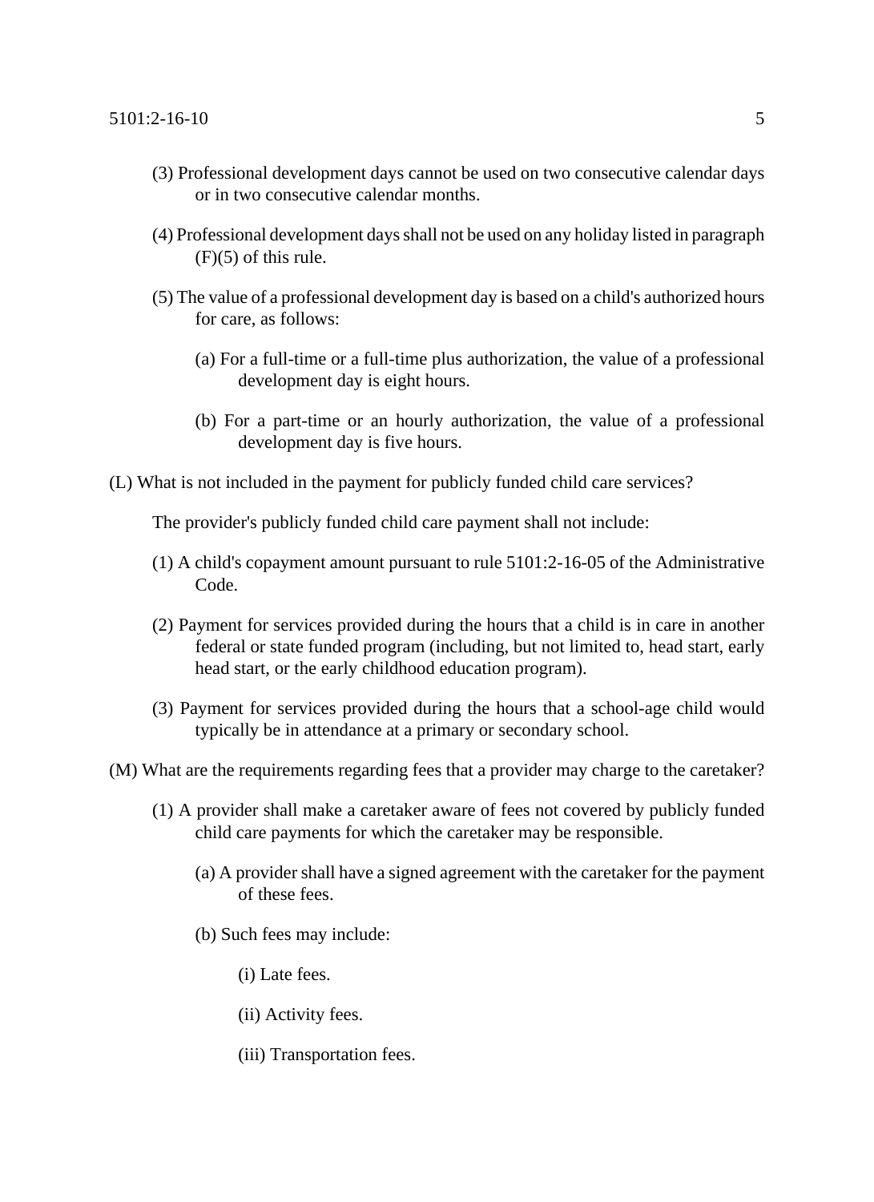(3) Professional development days cannot be used on two consecutive calendar days or in two consecutive calendar months.

(4) Professional development days shall not be used on any holiday listed in paragraph (F)(5) of this rule.

(5) The value of a professional development day is based on a child's authorized hours for care, as follows:

(a) For a full-time or a full-time plus authorization, the value of a professional development day is eight hours.

(b) For a part-time or an hourly authorization, the value of a professional development day is five hours.

(L) What is not included in the payment for publicly funded child care services?

The provider's publicly funded child care payment shall not include:

(1) A child's copayment amount pursuant to rule 5101:2-16-05 of the Administrative Code.

(2) Payment for services provided during the hours that a child is in care in another federal or state funded program (including, but not limited to, head start, early head start, or the early childhood education program).

(3) Payment for services provided during the hours that a school-age child would typically be in attendance at a primary or secondary school.

(M) What are the requirements regarding fees that a provider may charge to the caretaker?

(1) A provider shall make a caretaker aware of fees not covered by publicly funded child care payments for which the caretaker may be responsible.

(a) A provider shall have a signed agreement with the caretaker for the payment of these fees.

(b) Such fees may include:

(i) Late fees.

(ii) Activity fees.

(iii) Transportation fees.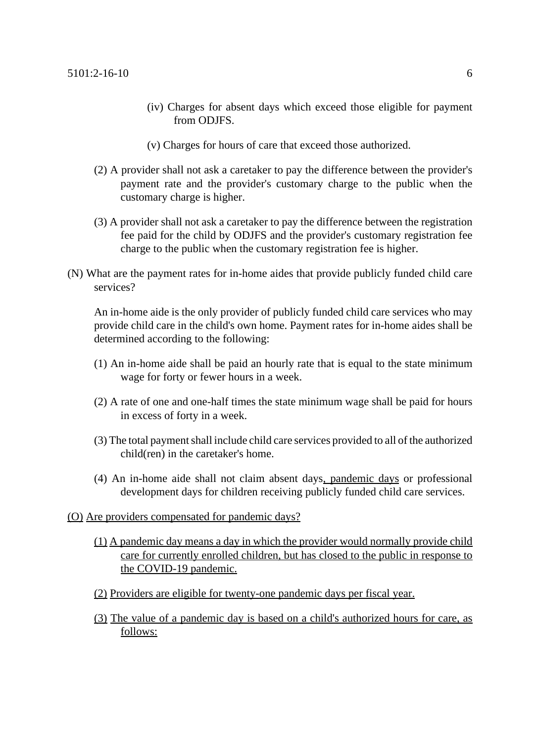(iv) Charges for absent days which exceed those eligible for payment from ODJFS.

(v) Charges for hours of care that exceed those authorized.

(2) A provider shall not ask a caretaker to pay the difference between the provider's payment rate and the provider's customary charge to the public when the customary charge is higher.

(3) A provider shall not ask a caretaker to pay the difference between the registration fee paid for the child by ODJFS and the provider's customary registration fee charge to the public when the customary registration fee is higher.

(N) What are the payment rates for in-home aides that provide publicly funded child care services?

An in-home aide is the only provider of publicly funded child care services who may provide child care in the child's own home. Payment rates for in-home aides shall be determined according to the following:

(1) An in-home aide shall be paid an hourly rate that is equal to the state minimum wage for forty or fewer hours in a week.

(2) A rate of one and one-half times the state minimum wage shall be paid for hours in excess of forty in a week.

(3) The total payment shall include child care services provided to all of the authorized child(ren) in the caretaker's home.

(4) An in-home aide shall not claim absent days, pandemic days or professional development days for children receiving publicly funded child care services.

(O) Are providers compensated for pandemic days?

(1) A pandemic day means a day in which the provider would normally provide child care for currently enrolled children, but has closed to the public in response to the COVID-19 pandemic.

(2) Providers are eligible for twenty-one pandemic days per fiscal year.

(3) The value of a pandemic day is based on a child's authorized hours for care, as follows: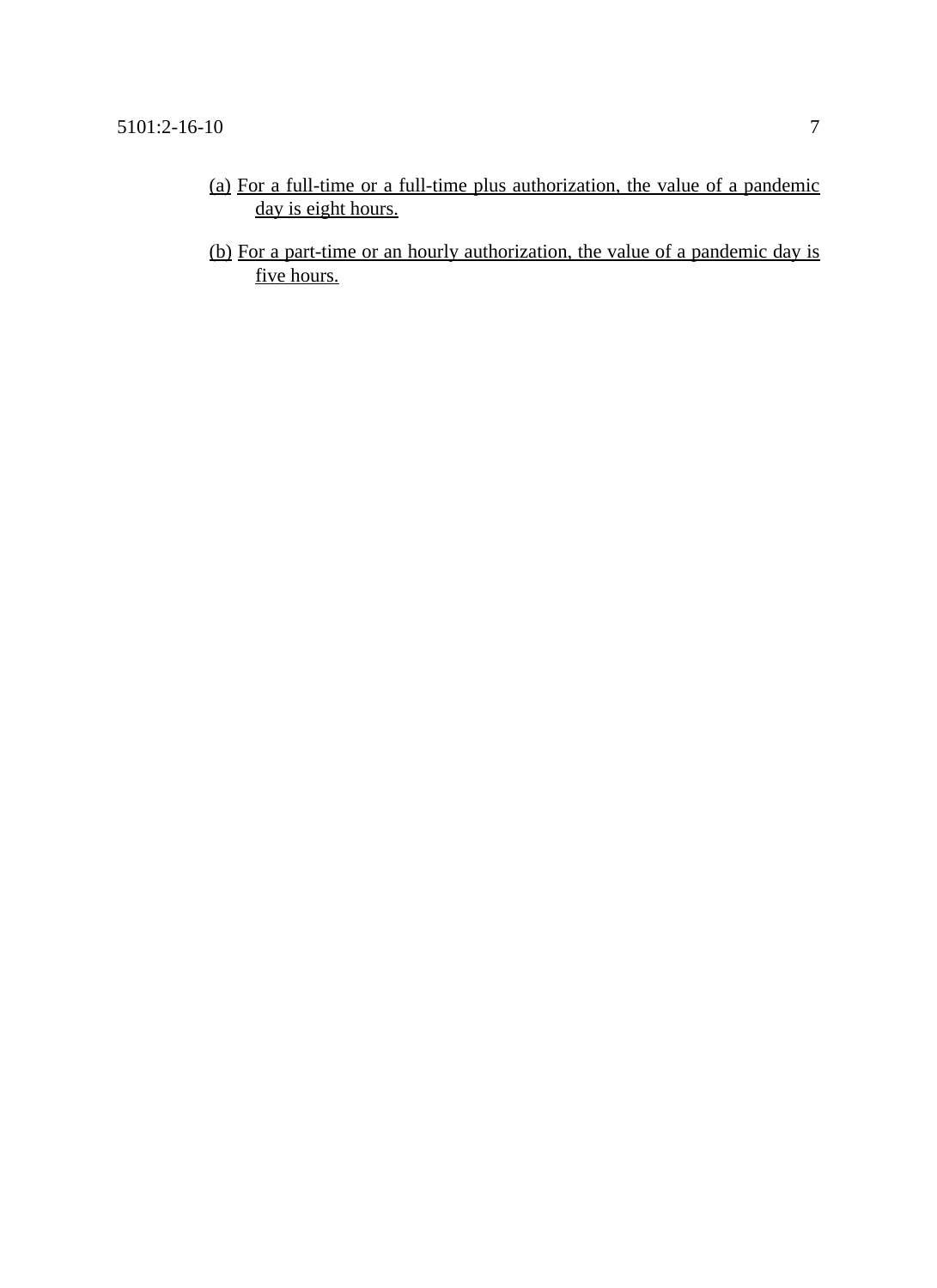(a) For a full-time or a full-time plus authorization, the value of a pandemic day is eight hours.

(b) For a part-time or an hourly authorization, the value of a pandemic day is five hours.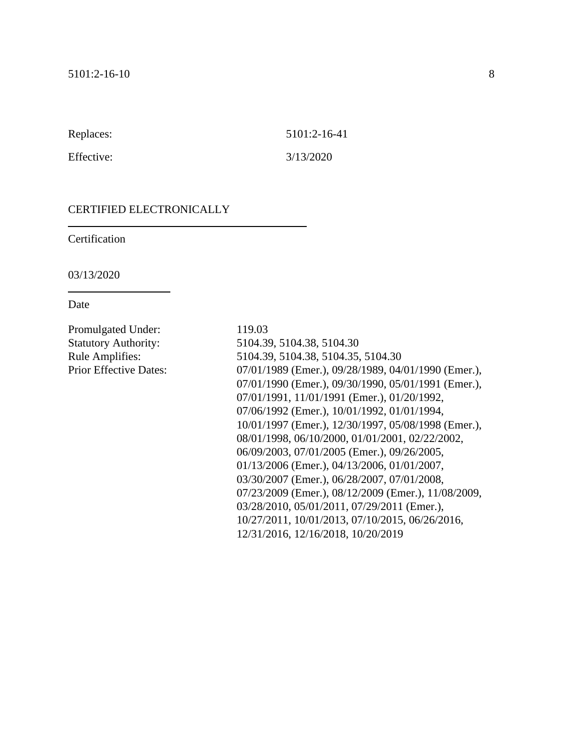Replaces: 5101:2-16-41

Effective: 3/13/2020

CERTIFIED ELECTRONICALLY

Certification

03/13/2020

Date

| | |
|---|---|
| Promulgated Under: | 119.03 |
| Statutory Authority: | 5104.39, 5104.38, 5104.30 |
| Rule Amplifies: | 5104.39, 5104.38, 5104.35, 5104.30 |
| Prior Effective Dates: | 07/01/1989 (Emer.), 09/28/1989, 04/01/1990 (Emer.), 07/01/1990 (Emer.), 09/30/1990, 05/01/1991 (Emer.), 07/01/1991, 11/01/1991 (Emer.), 01/20/1992, 07/06/1992 (Emer.), 10/01/1992, 01/01/1994, 10/01/1997 (Emer.), 12/30/1997, 05/08/1998 (Emer.), 08/01/1998, 06/10/2000, 01/01/2001, 02/22/2002, 06/09/2003, 07/01/2005 (Emer.), 09/26/2005, 01/13/2006 (Emer.), 04/13/2006, 01/01/2007, 03/30/2007 (Emer.), 06/28/2007, 07/01/2008, 07/23/2009 (Emer.), 08/12/2009 (Emer.), 11/08/2009, 03/28/2010, 05/01/2011, 07/29/2011 (Emer.), 10/27/2011, 10/01/2013, 07/10/2015, 06/26/2016, 12/31/2016, 12/16/2018, 10/20/2019 |